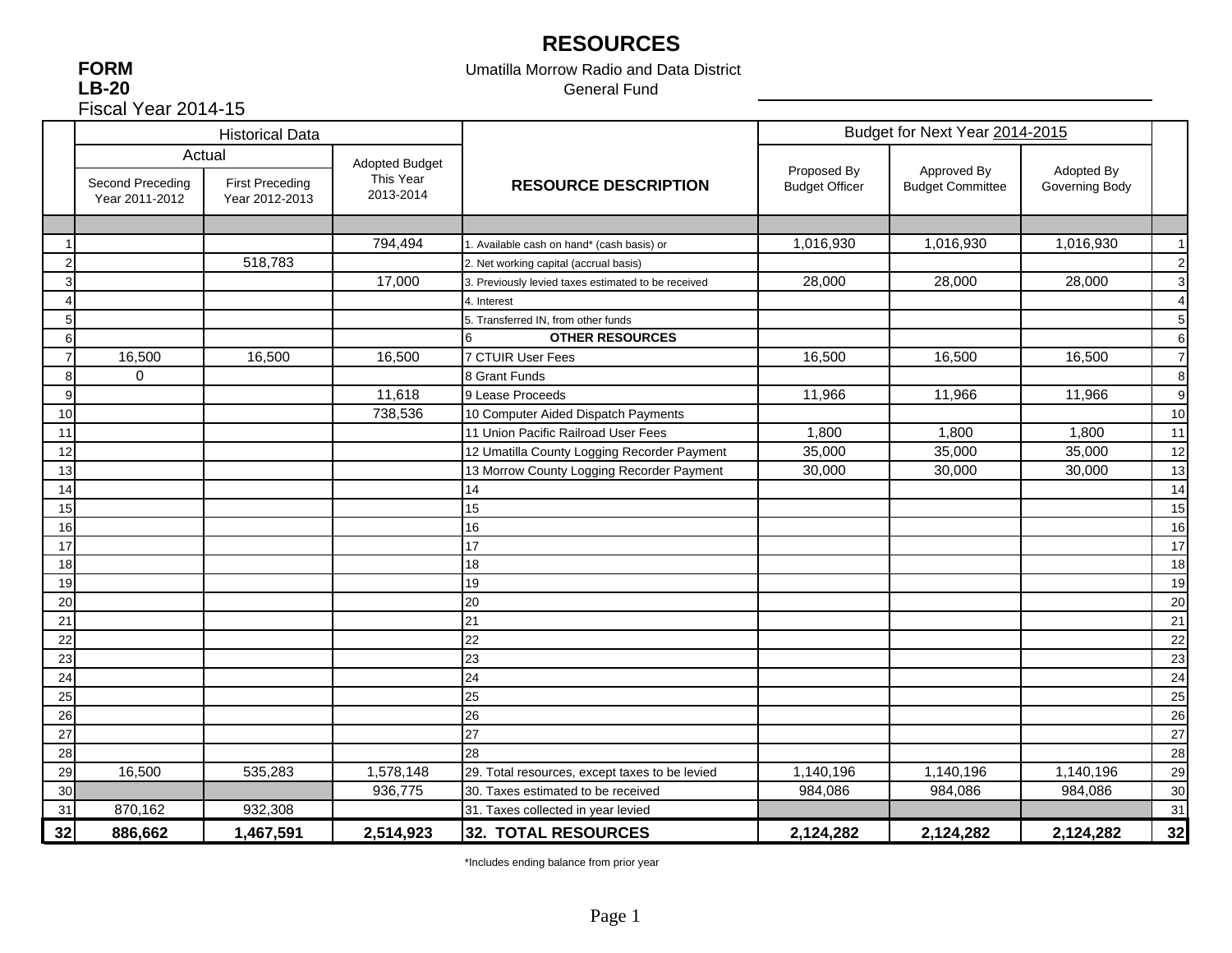# RESOURCES

**FORM**
**LB-20**
Fiscal Year 2014-15

Umatilla Morrow Radio and Data District
General Fund

| | Historical Data | | | RESOURCE DESCRIPTION | Budget for Next Year 2014-2015 | | | |
|---|---|---|---|---|---|---|---|---|
| | Actual | | Adopted Budget This Year 2013-2014 | | Proposed By Budget Officer | Approved By Budget Committee | Adopted By Governing Body | |
| | Second Preceding Year 2011-2012 | First Preceding Year 2012-2013 | | | | | | |
| 1 | | | 794,494 | 1. Available cash on hand* (cash basis) or | 1,016,930 | 1,016,930 | 1,016,930 | 1 |
| 2 | | 518,783 | | 2. Net working capital (accrual basis) | | | | 2 |
| 3 | | | 17,000 | 3. Previously levied taxes estimated to be received | 28,000 | 28,000 | 28,000 | 3 |
| 4 | | | | 4. Interest | | | | 4 |
| 5 | | | | 5. Transferred IN, from other funds | | | | 5 |
| 6 | | | | 6 **OTHER RESOURCES** | | | | 6 |
| 7 | 16,500 | 16,500 | 16,500 | 7 CTUIR User Fees | 16,500 | 16,500 | 16,500 | 7 |
| 8 | 0 | | | 8 Grant Funds | | | | 8 |
| 9 | | | 11,618 | 9 Lease Proceeds | 11,966 | 11,966 | 11,966 | 9 |
| 10 | | | 738,536 | 10 Computer Aided Dispatch Payments | | | | 10 |
| 11 | | | | 11 Union Pacific Railroad User Fees | 1,800 | 1,800 | 1,800 | 11 |
| 12 | | | | 12 Umatilla County Logging Recorder Payment | 35,000 | 35,000 | 35,000 | 12 |
| 13 | | | | 13 Morrow County Logging Recorder Payment | 30,000 | 30,000 | 30,000 | 13 |
| 14 | | | | 14 | | | | 14 |
| 15 | | | | 15 | | | | 15 |
| 16 | | | | 16 | | | | 16 |
| 17 | | | | 17 | | | | 17 |
| 18 | | | | 18 | | | | 18 |
| 19 | | | | 19 | | | | 19 |
| 20 | | | | 20 | | | | 20 |
| 21 | | | | 21 | | | | 21 |
| 22 | | | | 22 | | | | 22 |
| 23 | | | | 23 | | | | 23 |
| 24 | | | | 24 | | | | 24 |
| 25 | | | | 25 | | | | 25 |
| 26 | | | | 26 | | | | 26 |
| 27 | | | | 27 | | | | 27 |
| 28 | | | | 28 | | | | 28 |
| 29 | 16,500 | 535,283 | 1,578,148 | 29. Total resources, except taxes to be levied | 1,140,196 | 1,140,196 | 1,140,196 | 29 |
| 30 | | | 936,775 | 30. Taxes estimated to be received | 984,086 | 984,086 | 984,086 | 30 |
| 31 | 870,162 | 932,308 | | 31. Taxes collected in year levied | | | | 31 |
| **32** | **886,662** | **1,467,591** | **2,514,923** | **32. TOTAL RESOURCES** | **2,124,282** | **2,124,282** | **2,124,282** | **32** |

*Includes ending balance from prior year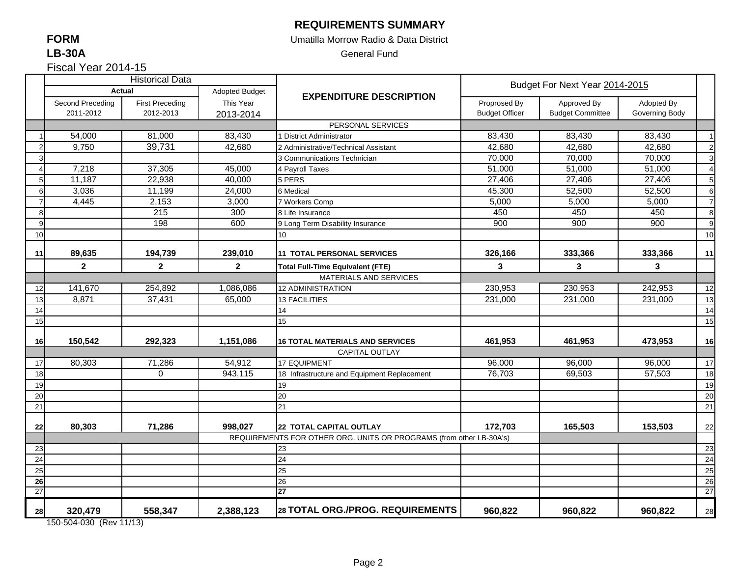# REQUIREMENTS SUMMARY

**FORM**
**LB-30A**

Fiscal Year 2014-15

Umatilla Morrow Radio & Data District

General Fund

| | Historical Data | | | EXPENDITURE DESCRIPTION | Budget For Next Year 2014-2015 | | | |
|---|---|---|---|---|---|---|---|---|
| | Actual | | Adopted Budget | | | | | |
| | Second Preceding 2011-2012 | First Preceding 2012-2013 | This Year 2013-2014 | | Proprosed By Budget Officer | Approved By Budget Committee | Adopted By Governing Body | |
| | | | | PERSONAL SERVICES | | | | |
| 1 | 54,000 | 81,000 | 83,430 | 1 District Administrator | 83,430 | 83,430 | 83,430 | 1 |
| 2 | 9,750 | 39,731 | 42,680 | 2 Administrative/Technical Assistant | 42,680 | 42,680 | 42,680 | 2 |
| 3 | | | | 3 Communications Technician | 70,000 | 70,000 | 70,000 | 3 |
| 4 | 7,218 | 37,305 | 45,000 | 4 Payroll Taxes | 51,000 | 51,000 | 51,000 | 4 |
| 5 | 11,187 | 22,938 | 40,000 | 5 PERS | 27,406 | 27,406 | 27,406 | 5 |
| 6 | 3,036 | 11,199 | 24,000 | 6 Medical | 45,300 | 52,500 | 52,500 | 6 |
| 7 | 4,445 | 2,153 | 3,000 | 7 Workers Comp | 5,000 | 5,000 | 5,000 | 7 |
| 8 | | 215 | 300 | 8 Life Insurance | 450 | 450 | 450 | 8 |
| 9 | | 198 | 600 | 9 Long Term Disability Insurance | 900 | 900 | 900 | 9 |
| 10 | | | | 10 | | | | 10 |
| **11** | **89,635** | **194,739** | **239,010** | **11 TOTAL PERSONAL SERVICES** | **326,166** | **333,366** | **333,366** | **11** |
| | **2** | **2** | **2** | **Total Full-Time Equivalent (FTE)** | **3** | **3** | **3** | |
| | | | | MATERIALS AND SERVICES | | | | |
| 12 | 141,670 | 254,892 | 1,086,086 | 12 ADMINISTRATION | 230,953 | 230,953 | 242,953 | 12 |
| 13 | 8,871 | 37,431 | 65,000 | 13 FACILITIES | 231,000 | 231,000 | 231,000 | 13 |
| 14 | | | | 14 | | | | 14 |
| 15 | | | | 15 | | | | 15 |
| **16** | **150,542** | **292,323** | **1,151,086** | **16 TOTAL MATERIALS AND SERVICES** | **461,953** | **461,953** | **473,953** | **16** |
| | | | | CAPITAL OUTLAY | | | | |
| 17 | 80,303 | 71,286 | 54,912 | 17 EQUIPMENT | 96,000 | 96,000 | 96,000 | 17 |
| 18 | | 0 | 943,115 | 18 Infrastructure and Equipment Replacement | 76,703 | 69,503 | 57,503 | 18 |
| 19 | | | | 19 | | | | 19 |
| 20 | | | | 20 | | | | 20 |
| 21 | | | | 21 | | | | 21 |
| **22** | **80,303** | **71,286** | **998,027** | **22 TOTAL CAPITAL OUTLAY** | **172,703** | **165,503** | **153,503** | 22 |
| | | | | REQUIREMENTS FOR OTHER ORG. UNITS OR PROGRAMS (from other LB-30A's) | | | | |
| 23 | | | | 23 | | | | 23 |
| 24 | | | | 24 | | | | 24 |
| 25 | | | | 25 | | | | 25 |
| **26** | | | | 26 | | | | 26 |
| 27 | | | | **27** | | | | 27 |
| **28** | **320,479** | **558,347** | **2,388,123** | **28 TOTAL ORG./PROG. REQUIREMENTS** | **960,822** | **960,822** | **960,822** | 28 |

150-504-030 (Rev 11/13)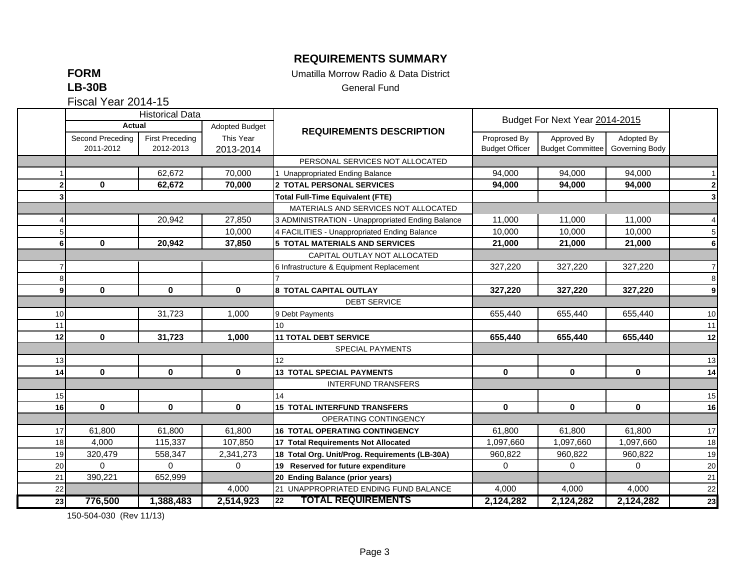# REQUIREMENTS SUMMARY

**FORM**
**LB-30B**
Fiscal Year 2014-15

Umatilla Morrow Radio & Data District
General Fund

| | Historical Data | | | REQUIREMENTS DESCRIPTION | Budget For Next Year 2014-2015 | | | |
|---|---|---|---|---|---|---|---|---|
| | Actual | | Adopted Budget | | | | | |
| | Second Preceding 2011-2012 | First Preceding 2012-2013 | This Year 2013-2014 | | Proprosed By Budget Officer | Approved By Budget Committee | Adopted By Governing Body | |
| | | | | PERSONAL SERVICES NOT ALLOCATED | | | | |
| 1 | | 62,672 | 70,000 | 1 Unappropriated Ending Balance | 94,000 | 94,000 | 94,000 | 1 |
| **2** | **0** | **62,672** | **70,000** | **2 TOTAL PERSONAL SERVICES** | **94,000** | **94,000** | **94,000** | **2** |
| **3** | | | | **Total Full-Time Equivalent (FTE)** | | | | **3** |
| | | | | MATERIALS AND SERVICES NOT ALLOCATED | | | | |
| 4 | | 20,942 | 27,850 | 3 ADMINISTRATION - Unappropriated Ending Balance | 11,000 | 11,000 | 11,000 | 4 |
| 5 | | | 10,000 | 4 FACILITIES - Unappropriated Ending Balance | 10,000 | 10,000 | 10,000 | 5 |
| **6** | **0** | **20,942** | **37,850** | **5 TOTAL MATERIALS AND SERVICES** | **21,000** | **21,000** | **21,000** | **6** |
| | | | | CAPITAL OUTLAY NOT ALLOCATED | | | | |
| 7 | | | | 6 Infrastructure & Equipment Replacement | 327,220 | 327,220 | 327,220 | 7 |
| 8 | | | | 7 | | | | 8 |
| **9** | **0** | **0** | **0** | **8 TOTAL CAPITAL OUTLAY** | **327,220** | **327,220** | **327,220** | **9** |
| | | | | DEBT SERVICE | | | | |
| 10 | | 31,723 | 1,000 | 9 Debt Payments | 655,440 | 655,440 | 655,440 | 10 |
| 11 | | | | 10 | | | | 11 |
| **12** | **0** | **31,723** | **1,000** | **11 TOTAL DEBT SERVICE** | **655,440** | **655,440** | **655,440** | **12** |
| | | | | SPECIAL PAYMENTS | | | | |
| 13 | | | | 12 | | | | 13 |
| **14** | **0** | **0** | **0** | **13 TOTAL SPECIAL PAYMENTS** | **0** | **0** | **0** | **14** |
| | | | | INTERFUND TRANSFERS | | | | |
| 15 | | | | 14 | | | | 15 |
| **16** | **0** | **0** | **0** | **15 TOTAL INTERFUND TRANSFERS** | **0** | **0** | **0** | **16** |
| | | | | OPERATING CONTINGENCY | | | | |
| 17 | 61,800 | 61,800 | 61,800 | **16 TOTAL OPERATING CONTINGENCY** | 61,800 | 61,800 | 61,800 | 17 |
| 18 | 4,000 | 115,337 | 107,850 | **17 Total Requirements Not Allocated** | 1,097,660 | 1,097,660 | 1,097,660 | 18 |
| 19 | 320,479 | 558,347 | 2,341,273 | **18 Total Org. Unit/Prog. Requirements (LB-30A)** | 960,822 | 960,822 | 960,822 | 19 |
| 20 | 0 | 0 | 0 | **19 Reserved for future expenditure** | 0 | 0 | 0 | 20 |
| 21 | 390,221 | 652,999 | | **20 Ending Balance (prior years)** | | | | 21 |
| 22 | | | 4,000 | 21 UNAPPROPRIATED ENDING FUND BALANCE | 4,000 | 4,000 | 4,000 | 22 |
| **23** | **776,500** | **1,388,483** | **2,514,923** | **22 TOTAL REQUIREMENTS** | **2,124,282** | **2,124,282** | **2,124,282** | **23** |

150-504-030 (Rev 11/13)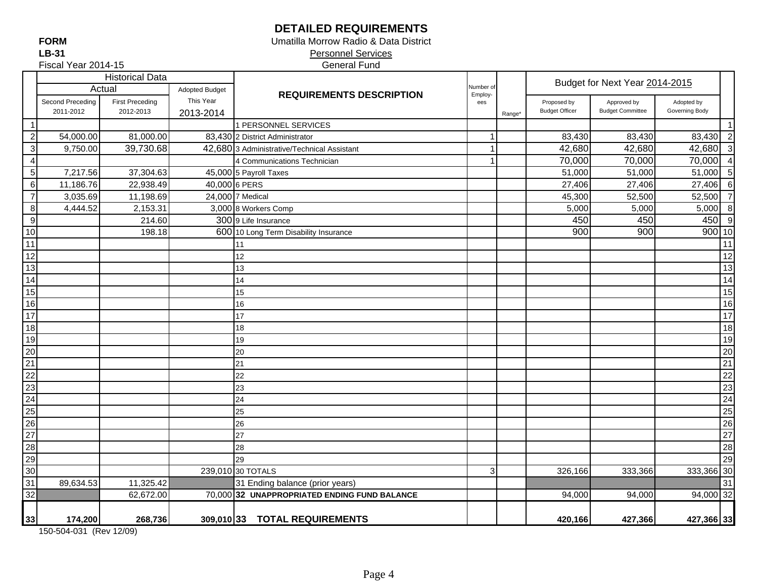# DETAILED REQUIREMENTS

**FORM**
**LB-31**
Fiscal Year 2014-15

Umatilla Morrow Radio & Data District
Personnel Services
General Fund

| | Historical Data | | | REQUIREMENTS DESCRIPTION | Number of Employ-ees | Range* | Budget for Next Year 2014-2015 | | | |
|---|---|---|---|---|---|---|---|---|---|---|
| | Actual | | Adopted Budget | | | | | | | |
| | Second Preceding 2011-2012 | First Preceding 2012-2013 | This Year 2013-2014 | | | | Proposed by Budget Officer | Approved by Budget Committee | Adopted by Governing Body | |
| 1 | | | | 1 PERSONNEL SERVICES | | | | | | 1 |
| 2 | 54,000.00 | 81,000.00 | 83,430 | 2 District Administrator | 1 | | 83,430 | 83,430 | 83,430 | 2 |
| 3 | 9,750.00 | 39,730.68 | 42,680 | 3 Administrative/Technical Assistant | 1 | | 42,680 | 42,680 | 42,680 | 3 |
| 4 | | | | 4 Communications Technician | 1 | | 70,000 | 70,000 | 70,000 | 4 |
| 5 | 7,217.56 | 37,304.63 | 45,000 | 5 Payroll Taxes | | | 51,000 | 51,000 | 51,000 | 5 |
| 6 | 11,186.76 | 22,938.49 | 40,000 | 6 PERS | | | 27,406 | 27,406 | 27,406 | 6 |
| 7 | 3,035.69 | 11,198.69 | 24,000 | 7 Medical | | | 45,300 | 52,500 | 52,500 | 7 |
| 8 | 4,444.52 | 2,153.31 | 3,000 | 8 Workers Comp | | | 5,000 | 5,000 | 5,000 | 8 |
| 9 | | 214.60 | 300 | 9 Life Insurance | | | 450 | 450 | 450 | 9 |
| 10 | | 198.18 | 600 | 10 Long Term Disability Insurance | | | 900 | 900 | 900 | 10 |
| 11 | | | | 11 | | | | | | 11 |
| 12 | | | | 12 | | | | | | 12 |
| 13 | | | | 13 | | | | | | 13 |
| 14 | | | | 14 | | | | | | 14 |
| 15 | | | | 15 | | | | | | 15 |
| 16 | | | | 16 | | | | | | 16 |
| 17 | | | | 17 | | | | | | 17 |
| 18 | | | | 18 | | | | | | 18 |
| 19 | | | | 19 | | | | | | 19 |
| 20 | | | | 20 | | | | | | 20 |
| 21 | | | | 21 | | | | | | 21 |
| 22 | | | | 22 | | | | | | 22 |
| 23 | | | | 23 | | | | | | 23 |
| 24 | | | | 24 | | | | | | 24 |
| 25 | | | | 25 | | | | | | 25 |
| 26 | | | | 26 | | | | | | 26 |
| 27 | | | | 27 | | | | | | 27 |
| 28 | | | | 28 | | | | | | 28 |
| 29 | | | | 29 | | | | | | 29 |
| 30 | | | 239,010 | 30 TOTALS | 3 | | 326,166 | 333,366 | 333,366 | 30 |
| 31 | 89,634.53 | 11,325.42 | | 31 Ending balance (prior years) | | | | | | 31 |
| 32 | | 62,672.00 | 70,000 | **32 UNAPPROPRIATED ENDING FUND BALANCE** | | | 94,000 | 94,000 | 94,000 | 32 |
| **33** | **174,200** | **268,736** | **309,010** | **33 TOTAL REQUIREMENTS** | | | **420,166** | **427,366** | **427,366** | **33** |

150-504-031 (Rev 12/09)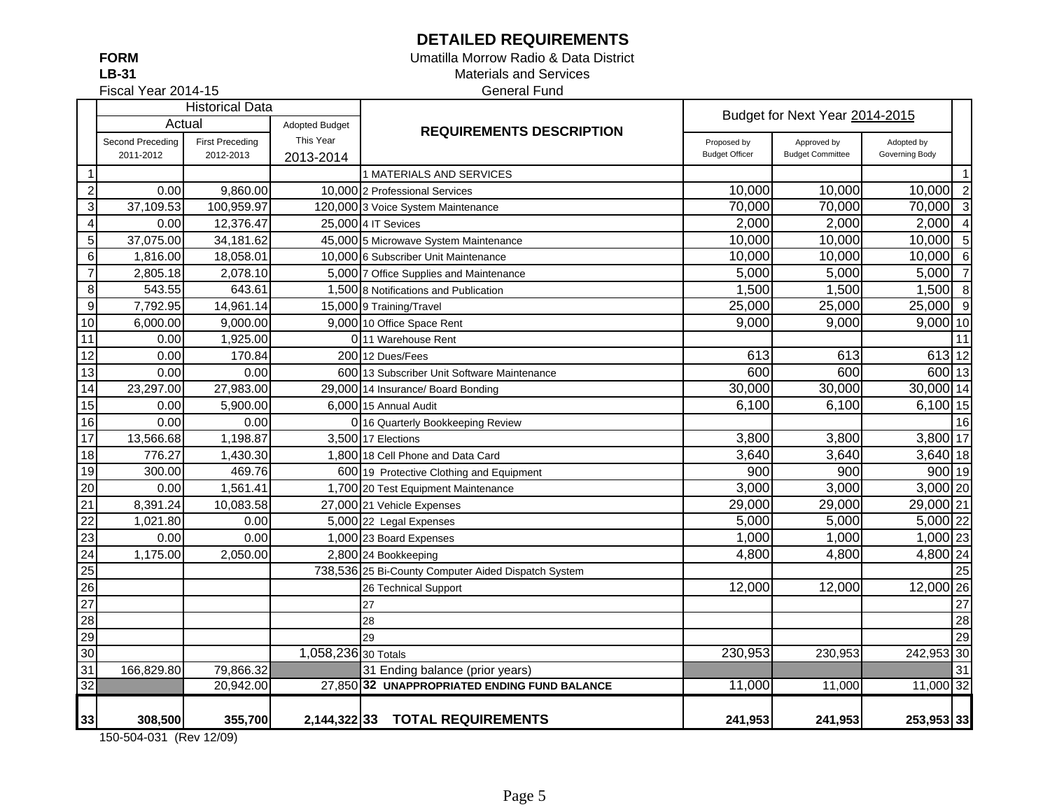# DETAILED REQUIREMENTS

**FORM**
**LB-31**
Fiscal Year 2014-15

Umatilla Morrow Radio & Data District
Materials and Services
General Fund

| | Historical Data | | | REQUIREMENTS DESCRIPTION | Budget for Next Year 2014-2015 | | | |
|---|---|---|---|---|---|---|---|---|
| | Actual | | Adopted Budget | | | | | |
| | Second Preceding 2011-2012 | First Preceding 2012-2013 | This Year 2013-2014 | | Proposed by Budget Officer | Approved by Budget Committee | Adopted by Governing Body | |
| 1 | | | | 1 MATERIALS AND SERVICES | | | | 1 |
| 2 | 0.00 | 9,860.00 | 10,000 | 2 Professional Services | 10,000 | 10,000 | 10,000 | 2 |
| 3 | 37,109.53 | 100,959.97 | 120,000 | 3 Voice System Maintenance | 70,000 | 70,000 | 70,000 | 3 |
| 4 | 0.00 | 12,376.47 | 25,000 | 4 IT Sevices | 2,000 | 2,000 | 2,000 | 4 |
| 5 | 37,075.00 | 34,181.62 | 45,000 | 5 Microwave System Maintenance | 10,000 | 10,000 | 10,000 | 5 |
| 6 | 1,816.00 | 18,058.01 | 10,000 | 6 Subscriber Unit Maintenance | 10,000 | 10,000 | 10,000 | 6 |
| 7 | 2,805.18 | 2,078.10 | 5,000 | 7 Office Supplies and Maintenance | 5,000 | 5,000 | 5,000 | 7 |
| 8 | 543.55 | 643.61 | 1,500 | 8 Notifications and Publication | 1,500 | 1,500 | 1,500 | 8 |
| 9 | 7,792.95 | 14,961.14 | 15,000 | 9 Training/Travel | 25,000 | 25,000 | 25,000 | 9 |
| 10 | 6,000.00 | 9,000.00 | 9,000 | 10 Office Space Rent | 9,000 | 9,000 | 9,000 | 10 |
| 11 | 0.00 | 1,925.00 | 0 | 11 Warehouse Rent | | | | 11 |
| 12 | 0.00 | 170.84 | 200 | 12 Dues/Fees | 613 | 613 | 613 | 12 |
| 13 | 0.00 | 0.00 | 600 | 13 Subscriber Unit Software Maintenance | 600 | 600 | 600 | 13 |
| 14 | 23,297.00 | 27,983.00 | 29,000 | 14 Insurance/ Board Bonding | 30,000 | 30,000 | 30,000 | 14 |
| 15 | 0.00 | 5,900.00 | 6,000 | 15 Annual Audit | 6,100 | 6,100 | 6,100 | 15 |
| 16 | 0.00 | 0.00 | 0 | 16 Quarterly Bookkeeping Review | | | | 16 |
| 17 | 13,566.68 | 1,198.87 | 3,500 | 17 Elections | 3,800 | 3,800 | 3,800 | 17 |
| 18 | 776.27 | 1,430.30 | 1,800 | 18 Cell Phone and Data Card | 3,640 | 3,640 | 3,640 | 18 |
| 19 | 300.00 | 469.76 | 600 | 19 Protective Clothing and Equipment | 900 | 900 | 900 | 19 |
| 20 | 0.00 | 1,561.41 | 1,700 | 20 Test Equipment Maintenance | 3,000 | 3,000 | 3,000 | 20 |
| 21 | 8,391.24 | 10,083.58 | 27,000 | 21 Vehicle Expenses | 29,000 | 29,000 | 29,000 | 21 |
| 22 | 1,021.80 | 0.00 | 5,000 | 22 Legal Expenses | 5,000 | 5,000 | 5,000 | 22 |
| 23 | 0.00 | 0.00 | 1,000 | 23 Board Expenses | 1,000 | 1,000 | 1,000 | 23 |
| 24 | 1,175.00 | 2,050.00 | 2,800 | 24 Bookkeeping | 4,800 | 4,800 | 4,800 | 24 |
| 25 | | | 738,536 | 25 Bi-County Computer Aided Dispatch System | | | | 25 |
| 26 | | | | 26 Technical Support | 12,000 | 12,000 | 12,000 | 26 |
| 27 | | | | 27 | | | | 27 |
| 28 | | | | 28 | | | | 28 |
| 29 | | | | 29 | | | | 29 |
| 30 | | | 1,058,236 | 30 Totals | 230,953 | 230,953 | 242,953 | 30 |
| 31 | 166,829.80 | 79,866.32 | | 31 Ending balance (prior years) | | | | 31 |
| 32 | | 20,942.00 | 27,850 | **32 UNAPPROPRIATED ENDING FUND BALANCE** | 11,000 | 11,000 | 11,000 | 32 |
| **33** | **308,500** | **355,700** | **2,144,322** | **33 TOTAL REQUIREMENTS** | **241,953** | **241,953** | **253,953** | **33** |

150-504-031 (Rev 12/09)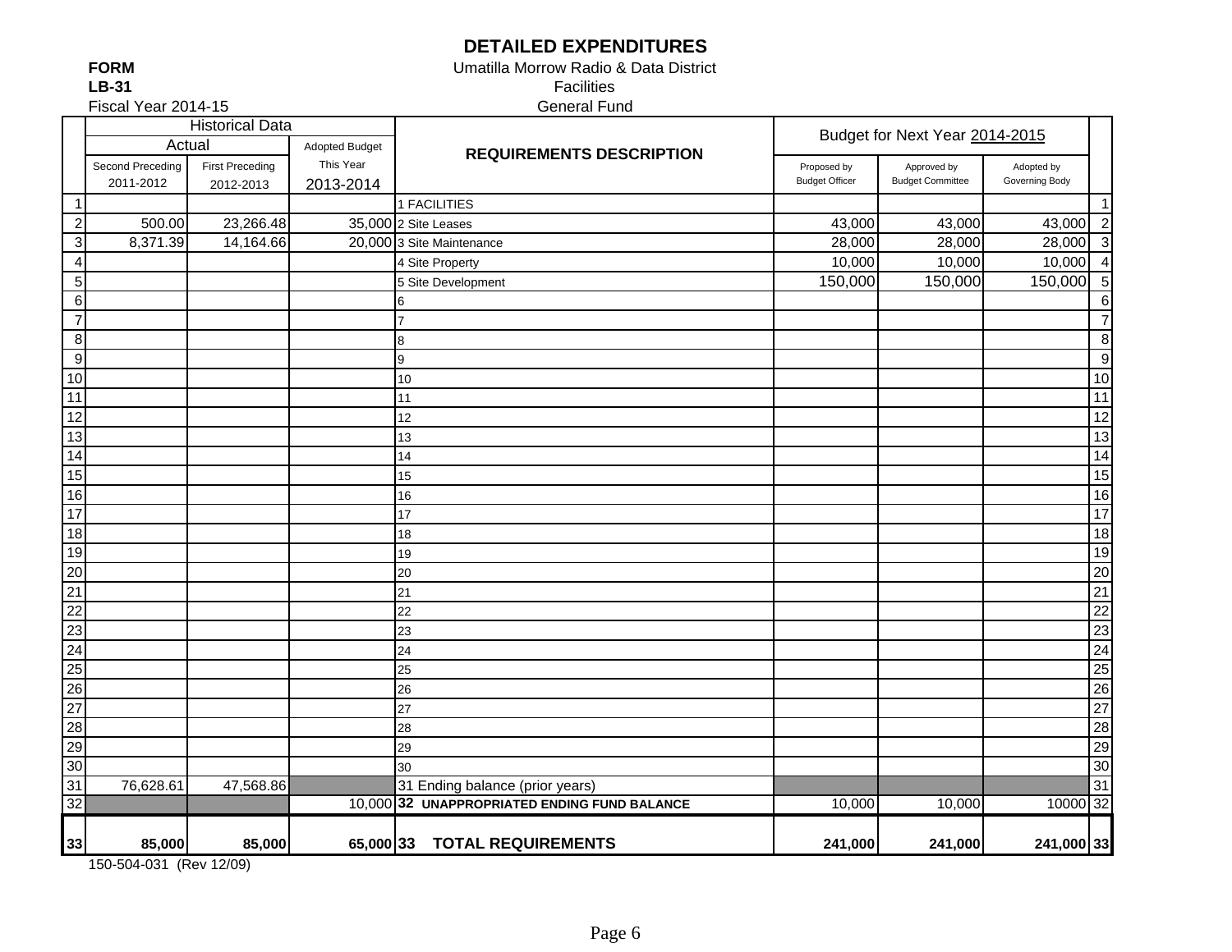# DETAILED EXPENDITURES

**FORM**
**LB-31**
Fiscal Year 2014-15

Umatilla Morrow Radio & Data District
Facilities
General Fund

| | Historical Data | | | REQUIREMENTS DESCRIPTION | Budget for Next Year 2014-2015 | | | |
|---|---|---|---|---|---|---|---|---|
| | Actual | | Adopted Budget | | | | | |
| | Second Preceding 2011-2012 | First Preceding 2012-2013 | This Year 2013-2014 | | Proposed by Budget Officer | Approved by Budget Committee | Adopted by Governing Body | |
| 1 | | | | 1 FACILITIES | | | | 1 |
| 2 | 500.00 | 23,266.48 | 35,000 | 2 Site Leases | 43,000 | 43,000 | 43,000 | 2 |
| 3 | 8,371.39 | 14,164.66 | 20,000 | 3 Site Maintenance | 28,000 | 28,000 | 28,000 | 3 |
| 4 | | | | 4 Site Property | 10,000 | 10,000 | 10,000 | 4 |
| 5 | | | | 5 Site Development | 150,000 | 150,000 | 150,000 | 5 |
| 6 | | | | 6 | | | | 6 |
| 7 | | | | 7 | | | | 7 |
| 8 | | | | 8 | | | | 8 |
| 9 | | | | 9 | | | | 9 |
| 10 | | | | 10 | | | | 10 |
| 11 | | | | 11 | | | | 11 |
| 12 | | | | 12 | | | | 12 |
| 13 | | | | 13 | | | | 13 |
| 14 | | | | 14 | | | | 14 |
| 15 | | | | 15 | | | | 15 |
| 16 | | | | 16 | | | | 16 |
| 17 | | | | 17 | | | | 17 |
| 18 | | | | 18 | | | | 18 |
| 19 | | | | 19 | | | | 19 |
| 20 | | | | 20 | | | | 20 |
| 21 | | | | 21 | | | | 21 |
| 22 | | | | 22 | | | | 22 |
| 23 | | | | 23 | | | | 23 |
| 24 | | | | 24 | | | | 24 |
| 25 | | | | 25 | | | | 25 |
| 26 | | | | 26 | | | | 26 |
| 27 | | | | 27 | | | | 27 |
| 28 | | | | 28 | | | | 28 |
| 29 | | | | 29 | | | | 29 |
| 30 | | | | 30 | | | | 30 |
| 31 | 76,628.61 | 47,568.86 | | 31 Ending balance (prior years) | | | | 31 |
| 32 | | | 10,000 | **32 UNAPPROPRIATED ENDING FUND BALANCE** | 10,000 | 10,000 | 10000 | 32 |
| **33** | **85,000** | **85,000** | **65,000** | **33 TOTAL REQUIREMENTS** | **241,000** | **241,000** | **241,000** | **33** |

150-504-031 (Rev 12/09)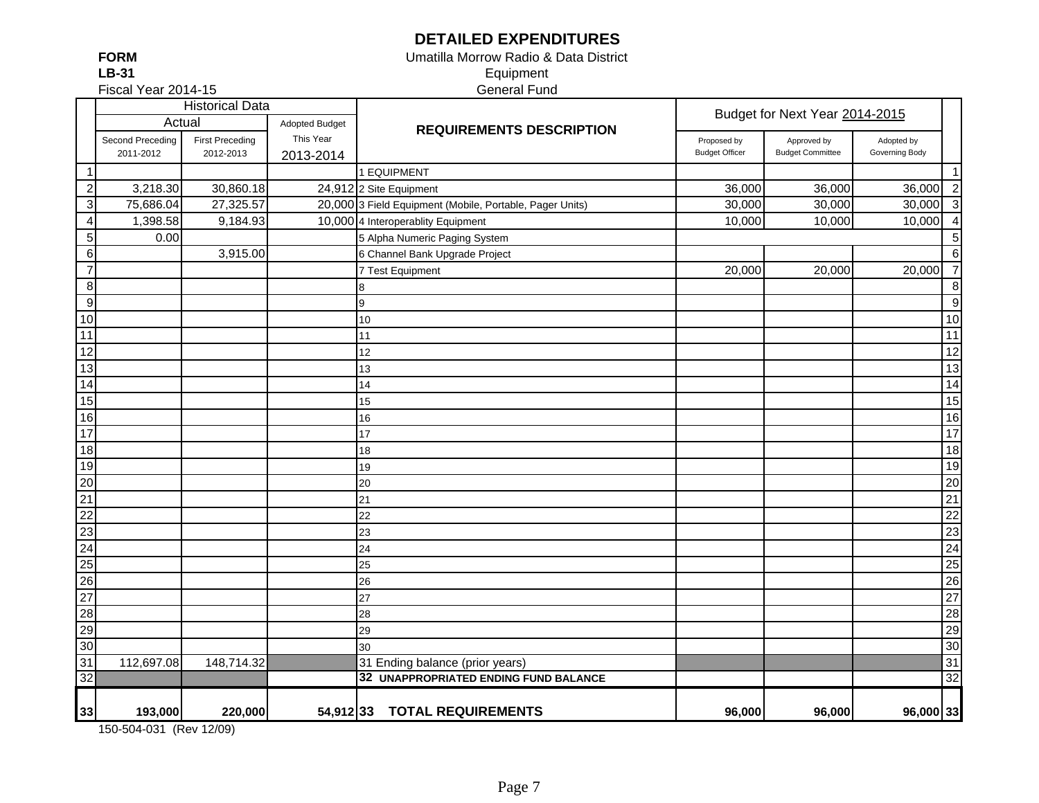# DETAILED EXPENDITURES

**FORM**
**LB-31**
Fiscal Year 2014-15

Umatilla Morrow Radio & Data District
Equipment
General Fund

| | Historical Data | | | REQUIREMENTS DESCRIPTION | Budget for Next Year 2014-2015 | | | |
|---|---|---|---|---|---|---|---|---|
| | Actual | | Adopted Budget | | | | | |
| | Second Preceding 2011-2012 | First Preceding 2012-2013 | This Year 2013-2014 | | Proposed by Budget Officer | Approved by Budget Committee | Adopted by Governing Body | |
| 1 | | | | 1 EQUIPMENT | | | | 1 |
| 2 | 3,218.30 | 30,860.18 | 24,912 | 2 Site Equipment | 36,000 | 36,000 | 36,000 | 2 |
| 3 | 75,686.04 | 27,325.57 | 20,000 | 3 Field Equipment (Mobile, Portable, Pager Units) | 30,000 | 30,000 | 30,000 | 3 |
| 4 | 1,398.58 | 9,184.93 | 10,000 | 4 Interoperablity Equipment | 10,000 | 10,000 | 10,000 | 4 |
| 5 | 0.00 | | | 5 Alpha Numeric Paging System | | | | 5 |
| 6 | | 3,915.00 | | 6 Channel Bank Upgrade Project | | | | 6 |
| 7 | | | | 7 Test Equipment | 20,000 | 20,000 | 20,000 | 7 |
| 8 | | | | 8 | | | | 8 |
| 9 | | | | 9 | | | | 9 |
| 10 | | | | 10 | | | | 10 |
| 11 | | | | 11 | | | | 11 |
| 12 | | | | 12 | | | | 12 |
| 13 | | | | 13 | | | | 13 |
| 14 | | | | 14 | | | | 14 |
| 15 | | | | 15 | | | | 15 |
| 16 | | | | 16 | | | | 16 |
| 17 | | | | 17 | | | | 17 |
| 18 | | | | 18 | | | | 18 |
| 19 | | | | 19 | | | | 19 |
| 20 | | | | 20 | | | | 20 |
| 21 | | | | 21 | | | | 21 |
| 22 | | | | 22 | | | | 22 |
| 23 | | | | 23 | | | | 23 |
| 24 | | | | 24 | | | | 24 |
| 25 | | | | 25 | | | | 25 |
| 26 | | | | 26 | | | | 26 |
| 27 | | | | 27 | | | | 27 |
| 28 | | | | 28 | | | | 28 |
| 29 | | | | 29 | | | | 29 |
| 30 | | | | 30 | | | | 30 |
| 31 | 112,697.08 | 148,714.32 | | 31 Ending balance (prior years) | | | | 31 |
| 32 | | | | **32 UNAPPROPRIATED ENDING FUND BALANCE** | | | | 32 |
| **33** | **193,000** | **220,000** | **54,912** | **33 TOTAL REQUIREMENTS** | **96,000** | **96,000** | **96,000** | **33** |

150-504-031 (Rev 12/09)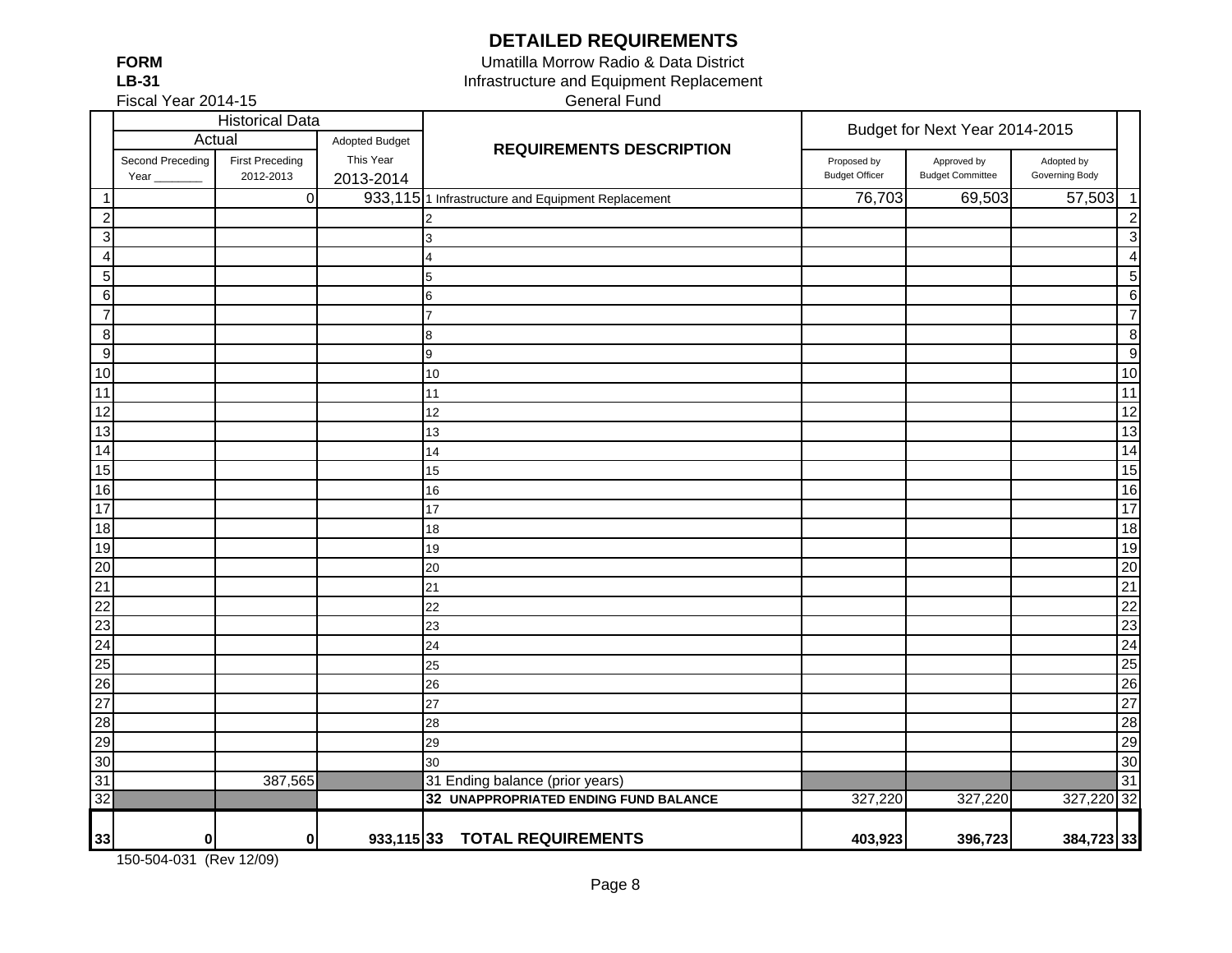# DETAILED REQUIREMENTS

**FORM**
**LB-31**
Fiscal Year 2014-15

Umatilla Morrow Radio & Data District
Infrastructure and Equipment Replacement
General Fund

| | Historical Data | | | REQUIREMENTS DESCRIPTION | Budget for Next Year 2014-2015 | | | |
|---|---|---|---|---|---|---|---|---|
| | Actual | | Adopted Budget | | | | | |
| | Second Preceding Year _______ | First Preceding 2012-2013 | This Year 2013-2014 | | Proposed by Budget Officer | Approved by Budget Committee | Adopted by Governing Body | |
| 1 | | 0 | 933,115 | 1 Infrastructure and Equipment Replacement | 76,703 | 69,503 | 57,503 | 1 |
| 2 | | | | 2 | | | | 2 |
| 3 | | | | 3 | | | | 3 |
| 4 | | | | 4 | | | | 4 |
| 5 | | | | 5 | | | | 5 |
| 6 | | | | 6 | | | | 6 |
| 7 | | | | 7 | | | | 7 |
| 8 | | | | 8 | | | | 8 |
| 9 | | | | 9 | | | | 9 |
| 10 | | | | 10 | | | | 10 |
| 11 | | | | 11 | | | | 11 |
| 12 | | | | 12 | | | | 12 |
| 13 | | | | 13 | | | | 13 |
| 14 | | | | 14 | | | | 14 |
| 15 | | | | 15 | | | | 15 |
| 16 | | | | 16 | | | | 16 |
| 17 | | | | 17 | | | | 17 |
| 18 | | | | 18 | | | | 18 |
| 19 | | | | 19 | | | | 19 |
| 20 | | | | 20 | | | | 20 |
| 21 | | | | 21 | | | | 21 |
| 22 | | | | 22 | | | | 22 |
| 23 | | | | 23 | | | | 23 |
| 24 | | | | 24 | | | | 24 |
| 25 | | | | 25 | | | | 25 |
| 26 | | | | 26 | | | | 26 |
| 27 | | | | 27 | | | | 27 |
| 28 | | | | 28 | | | | 28 |
| 29 | | | | 29 | | | | 29 |
| 30 | | | | 30 | | | | 30 |
| 31 | | 387,565 | | 31 Ending balance (prior years) | | | | 31 |
| 32 | | | | **32 UNAPPROPRIATED ENDING FUND BALANCE** | 327,220 | 327,220 | 327,220 | 32 |
| **33** | **0** | **0** | **933,115** | **33 TOTAL REQUIREMENTS** | **403,923** | **396,723** | **384,723** | **33** |

150-504-031 (Rev 12/09)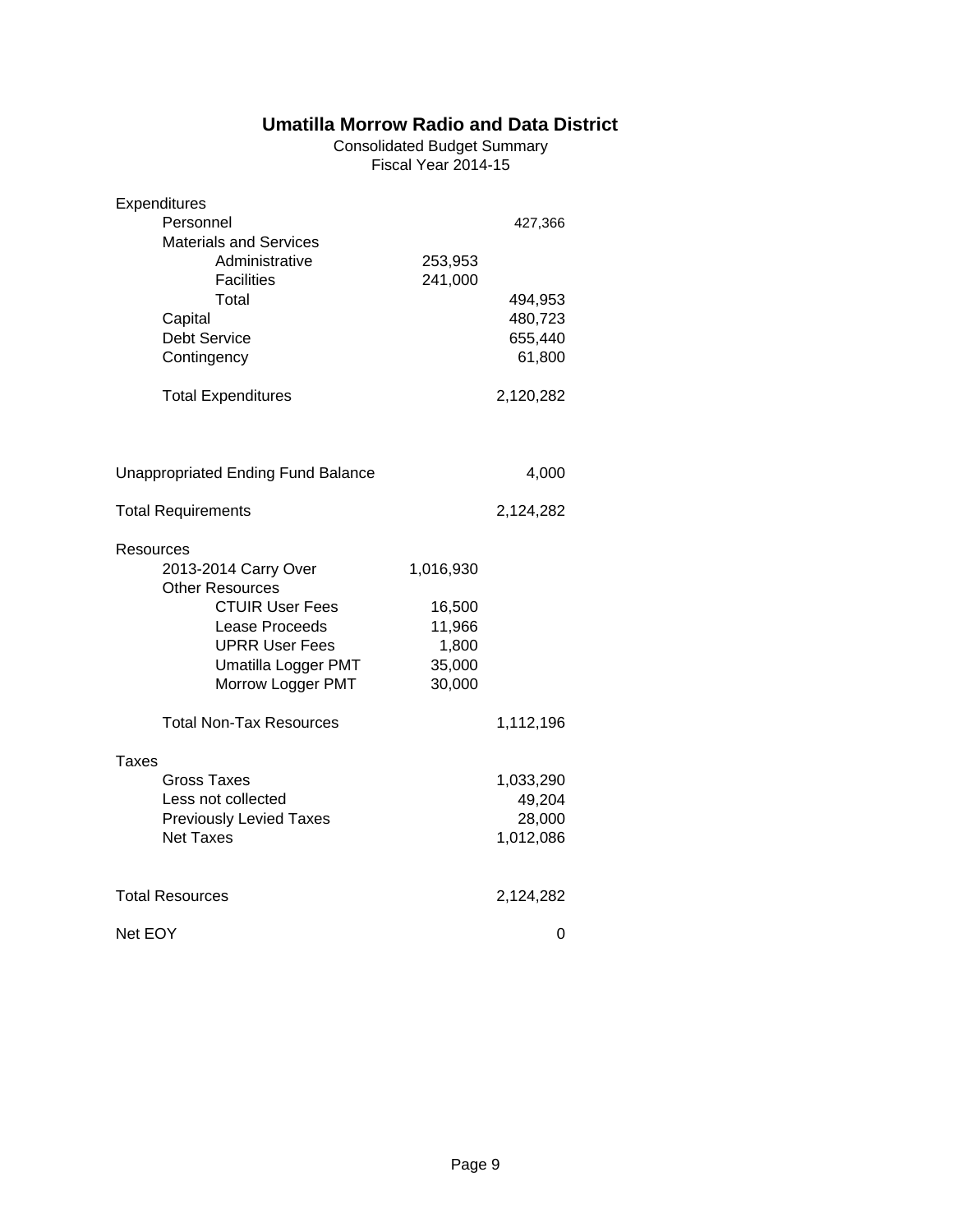# Umatilla Morrow Radio and Data District

Consolidated Budget Summary
Fiscal Year 2014-15

| | | |
|---|---|---|
| **Expenditures** | | |
| Personnel | | 427,366 |
| Materials and Services | | |
| Administrative | 253,953 | |
| Facilities | 241,000 | |
| Total | | 494,953 |
| Capital | | 480,723 |
| Debt Service | | 655,440 |
| Contingency | | 61,800 |
| Total Expenditures | | 2,120,282 |
| Unappropriated Ending Fund Balance | | 4,000 |
| Total Requirements | | 2,124,282 |
| **Resources** | | |
| 2013-2014 Carry Over | 1,016,930 | |
| Other Resources | | |
| CTUIR User Fees | 16,500 | |
| Lease Proceeds | 11,966 | |
| UPRR User Fees | 1,800 | |
| Umatilla Logger PMT | 35,000 | |
| Morrow Logger PMT | 30,000 | |
| Total Non-Tax Resources | | 1,112,196 |
| **Taxes** | | |
| Gross Taxes | | 1,033,290 |
| Less not collected | | 49,204 |
| Previously Levied Taxes | | 28,000 |
| Net Taxes | | 1,012,086 |
| Total Resources | | 2,124,282 |
| Net EOY | | 0 |